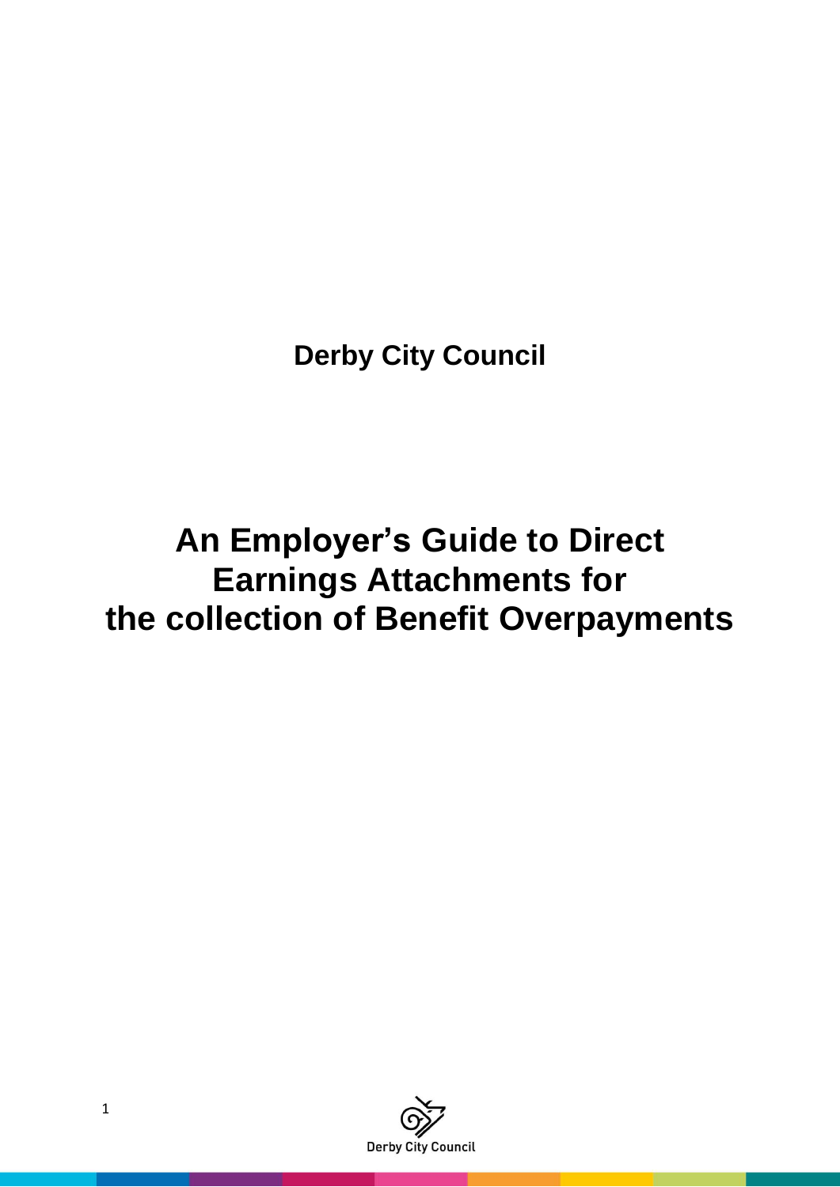**Derby City Council**

# An Employer's Guide to Direct Earnings Attachments for the collection of Benefit Overpayments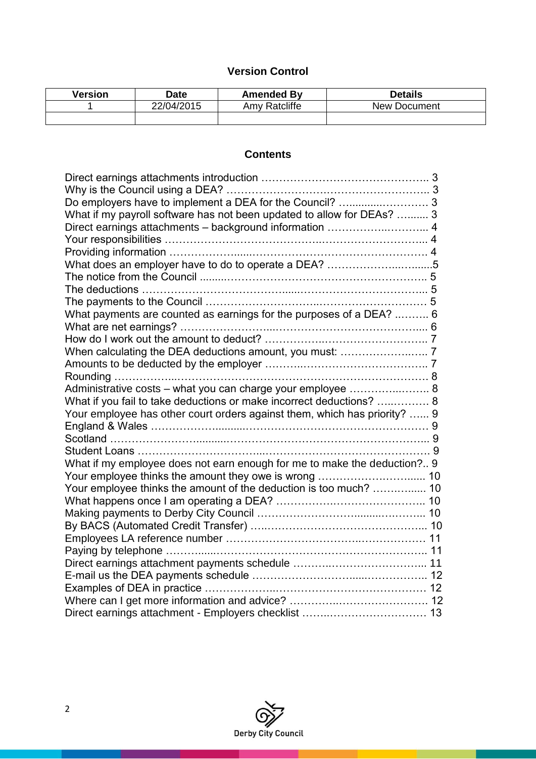## Version Control

| Version | Date | Amended By | Details |
|---|---|---|---|
| 1 | 22/04/2015 | Amy Ratcliffe | New Document |
| | | | |

## Contents

Direct earnings attachments introduction …………………………………….. 3
Why is the Council using a DEA? ……………………….……………………….. 3
Do employers have to implement a DEA for the Council? …..........…………. 3
What if my payroll software has not been updated to allow for DEAs? …...... 3
Direct earnings attachments – background information ……………..……….. 4
Your responsibilities ………………………………….……………………….... 4
Providing information ………………......………………………………………. 4
What does an employer have to do to operate a DEA? ……………….…........5
The notice from the Council .........…………………………………………….. 5
The deductions ………………………………......………………………….…... 5
The payments to the Council …………………………..……………………… 5
What payments are counted as earnings for the purposes of a DEA? ..…….. 6
What are net earnings? ……………………...……………………………….... 6
How do I work out the amount to deduct? ……………….…………………….. 7
When calculating the DEA deductions amount, you must: …………………… 7
Amounts to be deducted by the employer ………..………………………….. 7
Rounding ……………...………………………………………………………… 8
Administrative costs – what you can charge your employee …………..…….. 8
What if you fail to take deductions or make incorrect deductions? …..………. 8
Your employee has other court orders against them, which has priority? …... 9
England & Wales ……………..........…………………………………………… 9
Scotland ………………….........……………………………………………….... 9
Student Loans ……………………………....………………………………….…. 9
What if my employee does not earn enough for me to make the deduction?.. 9
Your employee thinks the amount they owe is wrong ……………….……...... 10
Your employee thinks the amount of the deduction is too much? …….…..... 10
What happens once I am operating a DEA? ……………….………………….. 10
Making payments to Derby City Council ……………………........…………... 10
By BACS (Automated Credit Transfer) …..…………………………………….. 10
Employees LA reference number ……………………………..……………… 11
Paying by telephone ………......………………………………………………….. 11
Direct earnings attachment payments schedule ……..……………………….... 11
E-mail us the DEA payments schedule ………….…………......…………….. 12
Examples of DEA in practice ……………..…………………………………… 12
Where can I get more information and advice? ……………..……………….. 12
Direct earnings attachment - Employers checklist ……..………………………… 13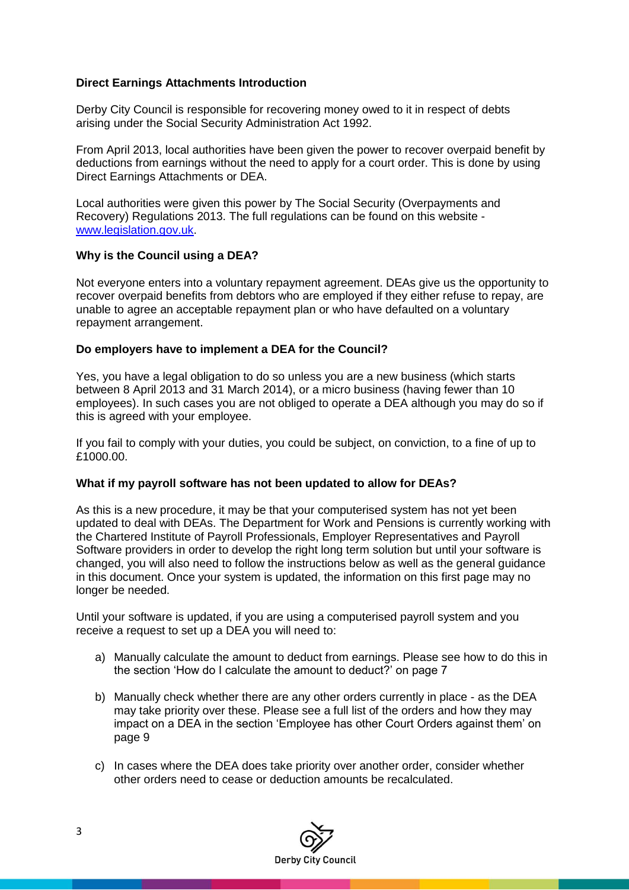## Direct Earnings Attachments Introduction

Derby City Council is responsible for recovering money owed to it in respect of debts arising under the Social Security Administration Act 1992.

From April 2013, local authorities have been given the power to recover overpaid benefit by deductions from earnings without the need to apply for a court order. This is done by using Direct Earnings Attachments or DEA.

Local authorities were given this power by The Social Security (Overpayments and Recovery) Regulations 2013. The full regulations can be found on this website - [www.legislation.gov.uk](http://www.legislation.gov.uk).

## Why is the Council using a DEA?

Not everyone enters into a voluntary repayment agreement. DEAs give us the opportunity to recover overpaid benefits from debtors who are employed if they either refuse to repay, are unable to agree an acceptable repayment plan or who have defaulted on a voluntary repayment arrangement.

## Do employers have to implement a DEA for the Council?

Yes, you have a legal obligation to do so unless you are a new business (which starts between 8 April 2013 and 31 March 2014), or a micro business (having fewer than 10 employees). In such cases you are not obliged to operate a DEA although you may do so if this is agreed with your employee.

If you fail to comply with your duties, you could be subject, on conviction, to a fine of up to £1000.00.

## What if my payroll software has not been updated to allow for DEAs?

As this is a new procedure, it may be that your computerised system has not yet been updated to deal with DEAs. The Department for Work and Pensions is currently working with the Chartered Institute of Payroll Professionals, Employer Representatives and Payroll Software providers in order to develop the right long term solution but until your software is changed, you will also need to follow the instructions below as well as the general guidance in this document. Once your system is updated, the information on this first page may no longer be needed.

Until your software is updated, if you are using a computerised payroll system and you receive a request to set up a DEA you will need to:

a) Manually calculate the amount to deduct from earnings. Please see how to do this in the section 'How do I calculate the amount to deduct?' on page 7

b) Manually check whether there are any other orders currently in place - as the DEA may take priority over these. Please see a full list of the orders and how they may impact on a DEA in the section 'Employee has other Court Orders against them' on page 9

c) In cases where the DEA does take priority over another order, consider whether other orders need to cease or deduction amounts be recalculated.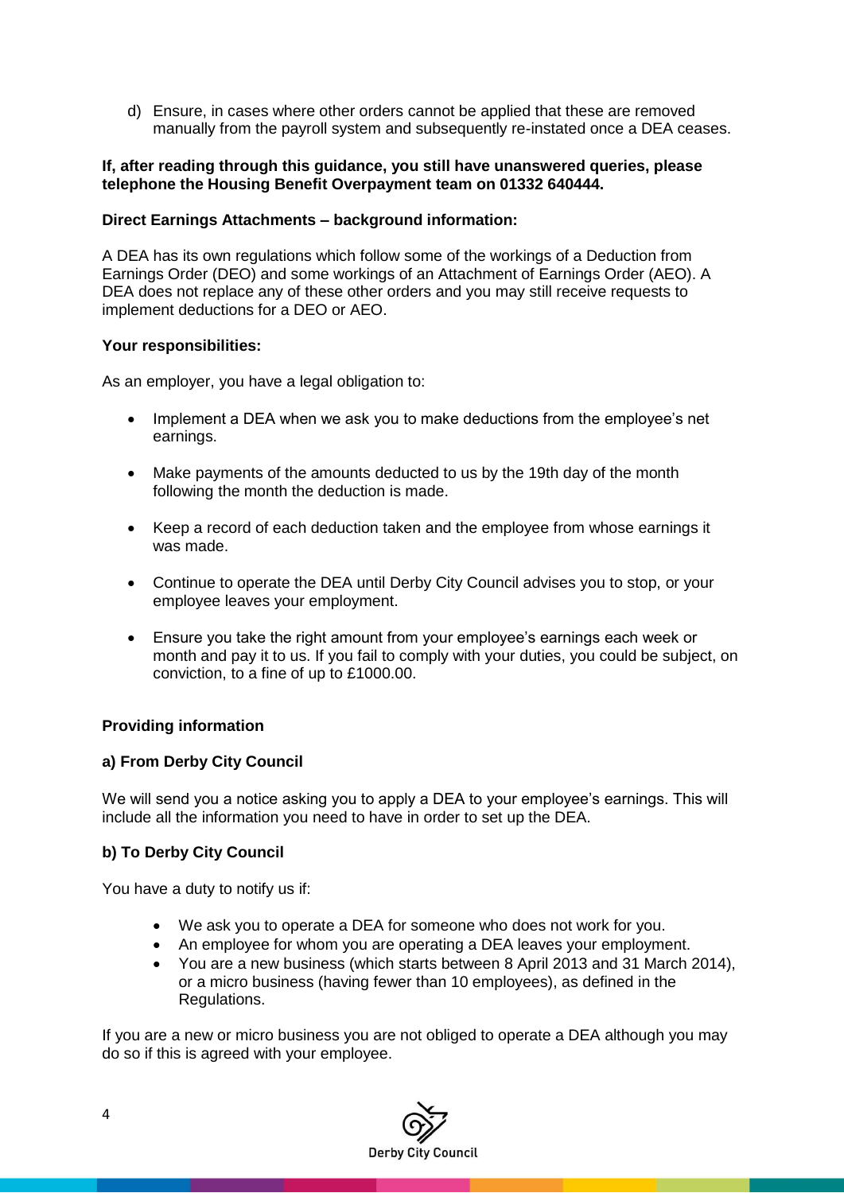d) Ensure, in cases where other orders cannot be applied that these are removed manually from the payroll system and subsequently re-instated once a DEA ceases.

**If, after reading through this guidance, you still have unanswered queries, please telephone the Housing Benefit Overpayment team on 01332 640444.**

**Direct Earnings Attachments – background information:**

A DEA has its own regulations which follow some of the workings of a Deduction from Earnings Order (DEO) and some workings of an Attachment of Earnings Order (AEO). A DEA does not replace any of these other orders and you may still receive requests to implement deductions for a DEO or AEO.

**Your responsibilities:**

As an employer, you have a legal obligation to:

- Implement a DEA when we ask you to make deductions from the employee's net earnings.
- Make payments of the amounts deducted to us by the 19th day of the month following the month the deduction is made.
- Keep a record of each deduction taken and the employee from whose earnings it was made.
- Continue to operate the DEA until Derby City Council advises you to stop, or your employee leaves your employment.
- Ensure you take the right amount from your employee's earnings each week or month and pay it to us. If you fail to comply with your duties, you could be subject, on conviction, to a fine of up to £1000.00.

**Providing information**

**a) From Derby City Council**

We will send you a notice asking you to apply a DEA to your employee's earnings. This will include all the information you need to have in order to set up the DEA.

**b) To Derby City Council**

You have a duty to notify us if:

- We ask you to operate a DEA for someone who does not work for you.
- An employee for whom you are operating a DEA leaves your employment.
- You are a new business (which starts between 8 April 2013 and 31 March 2014), or a micro business (having fewer than 10 employees), as defined in the Regulations.

If you are a new or micro business you are not obliged to operate a DEA although you may do so if this is agreed with your employee.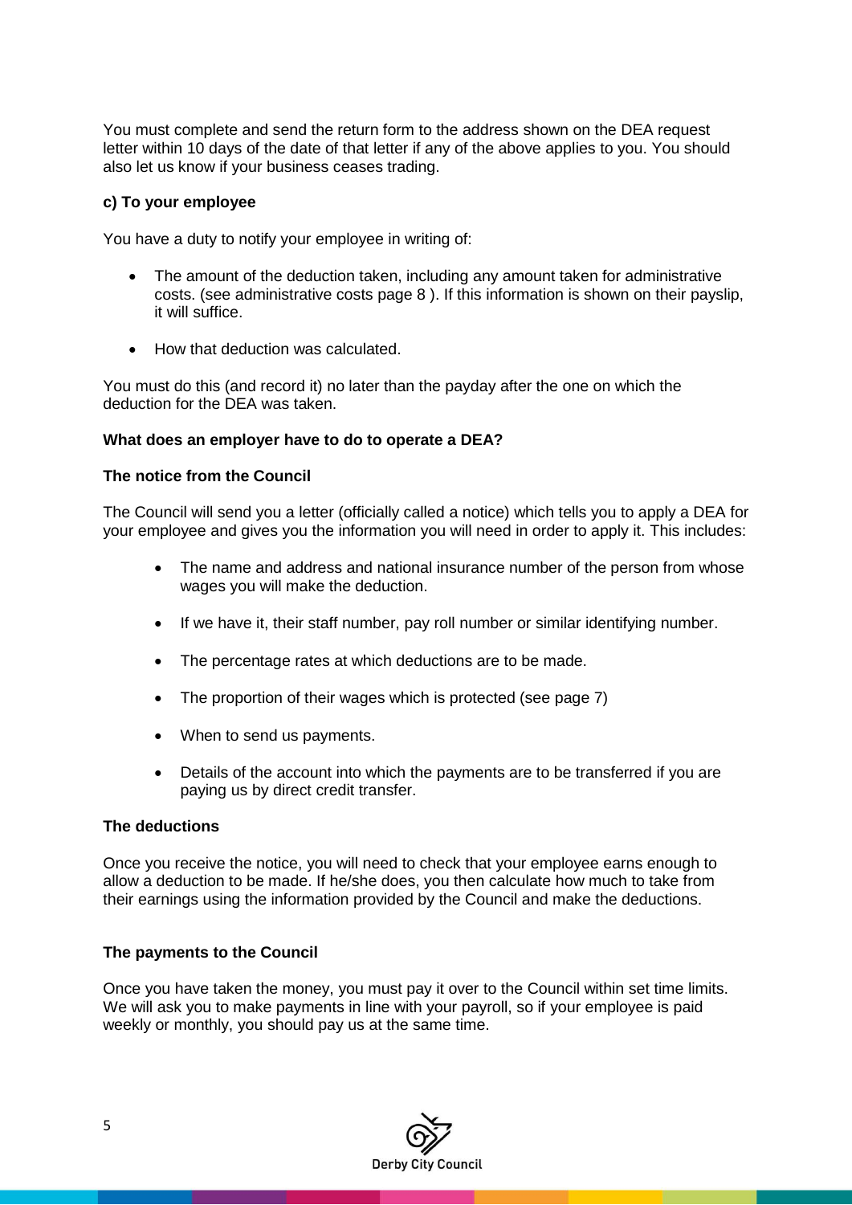You must complete and send the return form to the address shown on the DEA request letter within 10 days of the date of that letter if any of the above applies to you. You should also let us know if your business ceases trading.

**c) To your employee**

You have a duty to notify your employee in writing of:

- The amount of the deduction taken, including any amount taken for administrative costs. (see administrative costs page 8 ). If this information is shown on their payslip, it will suffice.
- How that deduction was calculated.

You must do this (and record it) no later than the payday after the one on which the deduction for the DEA was taken.

**What does an employer have to do to operate a DEA?**

**The notice from the Council**

The Council will send you a letter (officially called a notice) which tells you to apply a DEA for your employee and gives you the information you will need in order to apply it. This includes:

- The name and address and national insurance number of the person from whose wages you will make the deduction.
- If we have it, their staff number, pay roll number or similar identifying number.
- The percentage rates at which deductions are to be made.
- The proportion of their wages which is protected (see page 7)
- When to send us payments.
- Details of the account into which the payments are to be transferred if you are paying us by direct credit transfer.

**The deductions**

Once you receive the notice, you will need to check that your employee earns enough to allow a deduction to be made. If he/she does, you then calculate how much to take from their earnings using the information provided by the Council and make the deductions.

**The payments to the Council**

Once you have taken the money, you must pay it over to the Council within set time limits. We will ask you to make payments in line with your payroll, so if your employee is paid weekly or monthly, you should pay us at the same time.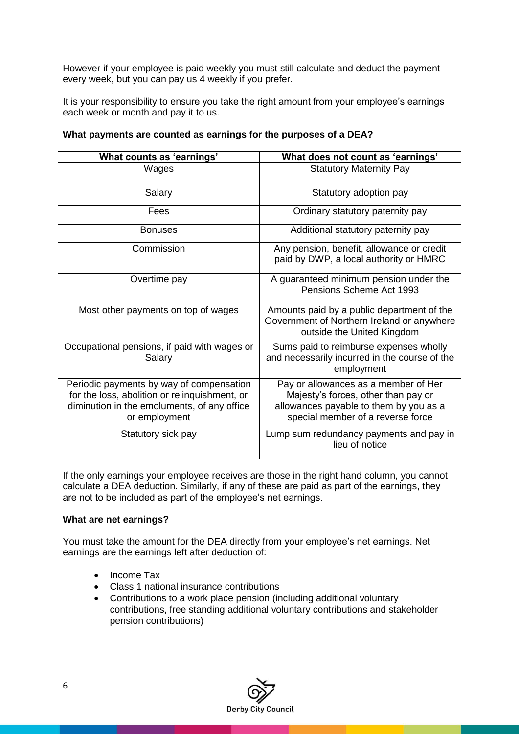However if your employee is paid weekly you must still calculate and deduct the payment every week, but you can pay us 4 weekly if you prefer.

It is your responsibility to ensure you take the right amount from your employee's earnings each week or month and pay it to us.

**What payments are counted as earnings for the purposes of a DEA?**

| What counts as 'earnings' | What does not count as 'earnings' |
|---|---|
| Wages | Statutory Maternity Pay |
| Salary | Statutory adoption pay |
| Fees | Ordinary statutory paternity pay |
| Bonuses | Additional statutory paternity pay |
| Commission | Any pension, benefit, allowance or credit paid by DWP, a local authority or HMRC |
| Overtime pay | A guaranteed minimum pension under the Pensions Scheme Act 1993 |
| Most other payments on top of wages | Amounts paid by a public department of the Government of Northern Ireland or anywhere outside the United Kingdom |
| Occupational pensions, if paid with wages or Salary | Sums paid to reimburse expenses wholly and necessarily incurred in the course of the employment |
| Periodic payments by way of compensation for the loss, abolition or relinquishment, or diminution in the emoluments, of any office or employment | Pay or allowances as a member of Her Majesty's forces, other than pay or allowances payable to them by you as a special member of a reverse force |
| Statutory sick pay | Lump sum redundancy payments and pay in lieu of notice |

If the only earnings your employee receives are those in the right hand column, you cannot calculate a DEA deduction. Similarly, if any of these are paid as part of the earnings, they are not to be included as part of the employee's net earnings.

**What are net earnings?**

You must take the amount for the DEA directly from your employee's net earnings. Net earnings are the earnings left after deduction of:

- Income Tax
- Class 1 national insurance contributions
- Contributions to a work place pension (including additional voluntary contributions, free standing additional voluntary contributions and stakeholder pension contributions)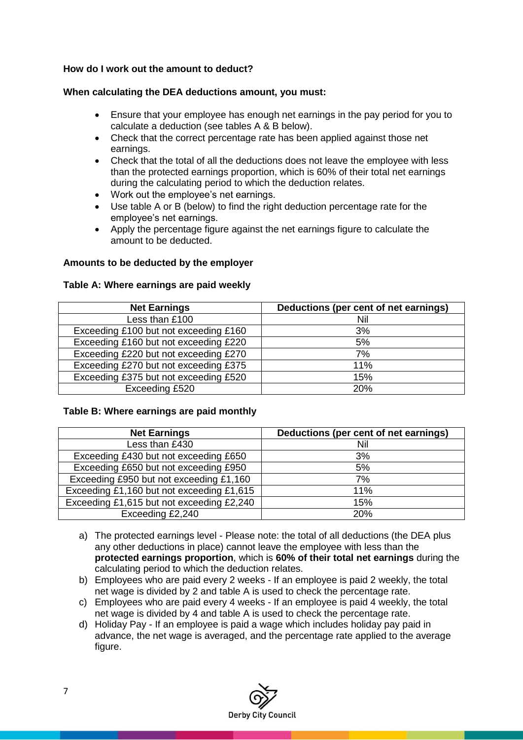**How do I work out the amount to deduct?**

**When calculating the DEA deductions amount, you must:**

- Ensure that your employee has enough net earnings in the pay period for you to calculate a deduction (see tables A & B below).
- Check that the correct percentage rate has been applied against those net earnings.
- Check that the total of all the deductions does not leave the employee with less than the protected earnings proportion, which is 60% of their total net earnings during the calculating period to which the deduction relates.
- Work out the employee's net earnings.
- Use table A or B (below) to find the right deduction percentage rate for the employee's net earnings.
- Apply the percentage figure against the net earnings figure to calculate the amount to be deducted.

**Amounts to be deducted by the employer**

**Table A: Where earnings are paid weekly**

| Net Earnings | Deductions (per cent of net earnings) |
|---|---|
| Less than £100 | Nil |
| Exceeding £100 but not exceeding £160 | 3% |
| Exceeding £160 but not exceeding £220 | 5% |
| Exceeding £220 but not exceeding £270 | 7% |
| Exceeding £270 but not exceeding £375 | 11% |
| Exceeding £375 but not exceeding £520 | 15% |
| Exceeding £520 | 20% |

**Table B: Where earnings are paid monthly**

| Net Earnings | Deductions (per cent of net earnings) |
|---|---|
| Less than £430 | Nil |
| Exceeding £430 but not exceeding £650 | 3% |
| Exceeding £650 but not exceeding £950 | 5% |
| Exceeding £950 but not exceeding £1,160 | 7% |
| Exceeding £1,160 but not exceeding £1,615 | 11% |
| Exceeding £1,615 but not exceeding £2,240 | 15% |
| Exceeding £2,240 | 20% |

a) The protected earnings level - Please note: the total of all deductions (the DEA plus any other deductions in place) cannot leave the employee with less than the **protected earnings proportion**, which is **60% of their total net earnings** during the calculating period to which the deduction relates.

b) Employees who are paid every 2 weeks - If an employee is paid 2 weekly, the total net wage is divided by 2 and table A is used to check the percentage rate.

c) Employees who are paid every 4 weeks - If an employee is paid 4 weekly, the total net wage is divided by 4 and table A is used to check the percentage rate.

d) Holiday Pay - If an employee is paid a wage which includes holiday pay paid in advance, the net wage is averaged, and the percentage rate applied to the average figure.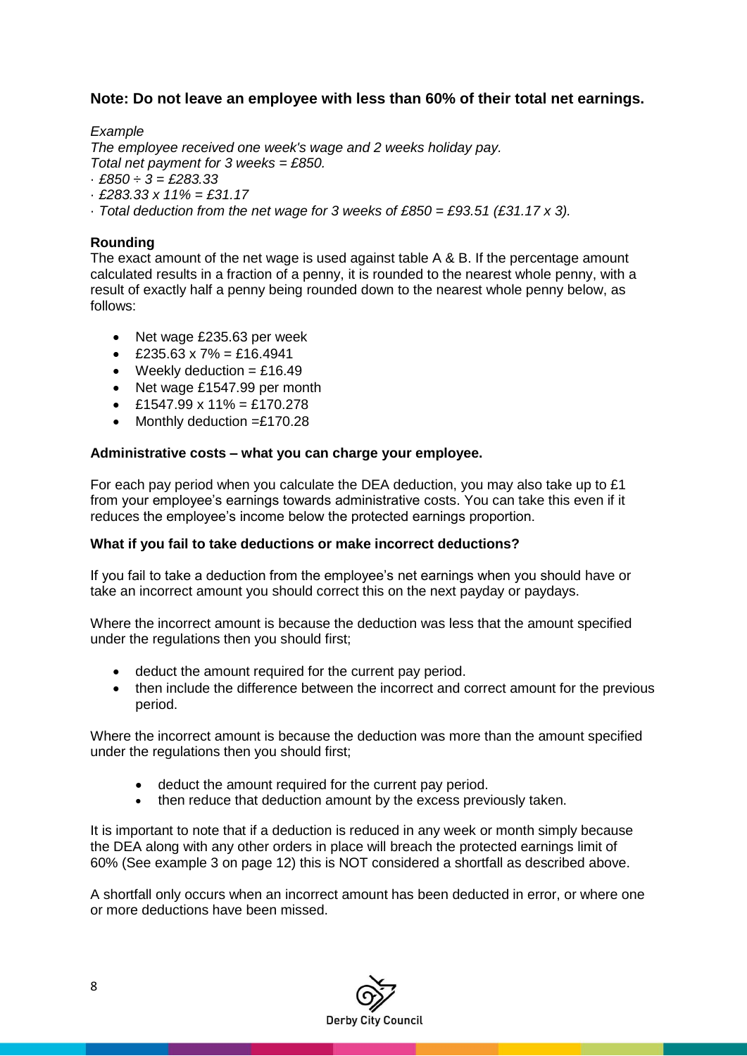**Note: Do not leave an employee with less than 60% of their total net earnings.**

*Example*

*The employee received one week's wage and 2 weeks holiday pay.*
*Total net payment for 3 weeks = £850.*

- *£850 ÷ 3 = £283.33*
- *£283.33 x 11% = £31.17*
- *Total deduction from the net wage for 3 weeks of £850 = £93.51 (£31.17 x 3).*

**Rounding**

The exact amount of the net wage is used against table A & B. If the percentage amount calculated results in a fraction of a penny, it is rounded to the nearest whole penny, with a result of exactly half a penny being rounded down to the nearest whole penny below, as follows:

- Net wage £235.63 per week
- £235.63 x 7% = £16.4941
- Weekly deduction = £16.49
- Net wage £1547.99 per month
- £1547.99 x 11% = £170.278
- Monthly deduction =£170.28

**Administrative costs – what you can charge your employee.**

For each pay period when you calculate the DEA deduction, you may also take up to £1 from your employee's earnings towards administrative costs. You can take this even if it reduces the employee's income below the protected earnings proportion.

**What if you fail to take deductions or make incorrect deductions?**

If you fail to take a deduction from the employee's net earnings when you should have or take an incorrect amount you should correct this on the next payday or paydays.

Where the incorrect amount is because the deduction was less that the amount specified under the regulations then you should first;

- deduct the amount required for the current pay period.
- then include the difference between the incorrect and correct amount for the previous period.

Where the incorrect amount is because the deduction was more than the amount specified under the regulations then you should first;

- deduct the amount required for the current pay period.
- then reduce that deduction amount by the excess previously taken.

It is important to note that if a deduction is reduced in any week or month simply because the DEA along with any other orders in place will breach the protected earnings limit of 60% (See example 3 on page 12) this is NOT considered a shortfall as described above.

A shortfall only occurs when an incorrect amount has been deducted in error, or where one or more deductions have been missed.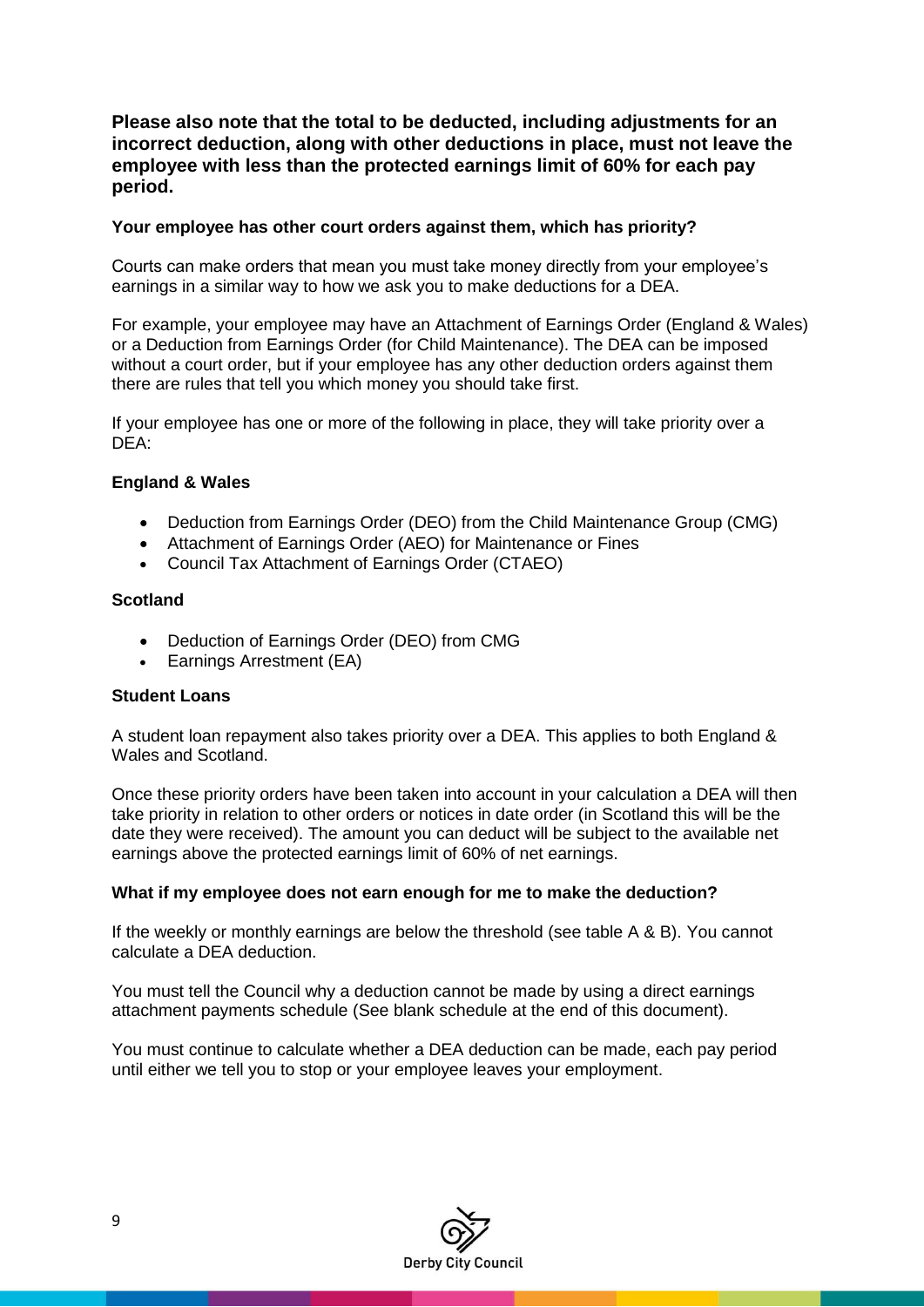**Please also note that the total to be deducted, including adjustments for an incorrect deduction, along with other deductions in place, must not leave the employee with less than the protected earnings limit of 60% for each pay period.**

**Your employee has other court orders against them, which has priority?**

Courts can make orders that mean you must take money directly from your employee's earnings in a similar way to how we ask you to make deductions for a DEA.

For example, your employee may have an Attachment of Earnings Order (England & Wales) or a Deduction from Earnings Order (for Child Maintenance). The DEA can be imposed without a court order, but if your employee has any other deduction orders against them there are rules that tell you which money you should take first.

If your employee has one or more of the following in place, they will take priority over a DEA:

**England & Wales**

- Deduction from Earnings Order (DEO) from the Child Maintenance Group (CMG)
- Attachment of Earnings Order (AEO) for Maintenance or Fines
- Council Tax Attachment of Earnings Order (CTAEO)

**Scotland**

- Deduction of Earnings Order (DEO) from CMG
- Earnings Arrestment (EA)

**Student Loans**

A student loan repayment also takes priority over a DEA. This applies to both England & Wales and Scotland.

Once these priority orders have been taken into account in your calculation a DEA will then take priority in relation to other orders or notices in date order (in Scotland this will be the date they were received). The amount you can deduct will be subject to the available net earnings above the protected earnings limit of 60% of net earnings.

**What if my employee does not earn enough for me to make the deduction?**

If the weekly or monthly earnings are below the threshold (see table A & B). You cannot calculate a DEA deduction.

You must tell the Council why a deduction cannot be made by using a direct earnings attachment payments schedule (See blank schedule at the end of this document).

You must continue to calculate whether a DEA deduction can be made, each pay period until either we tell you to stop or your employee leaves your employment.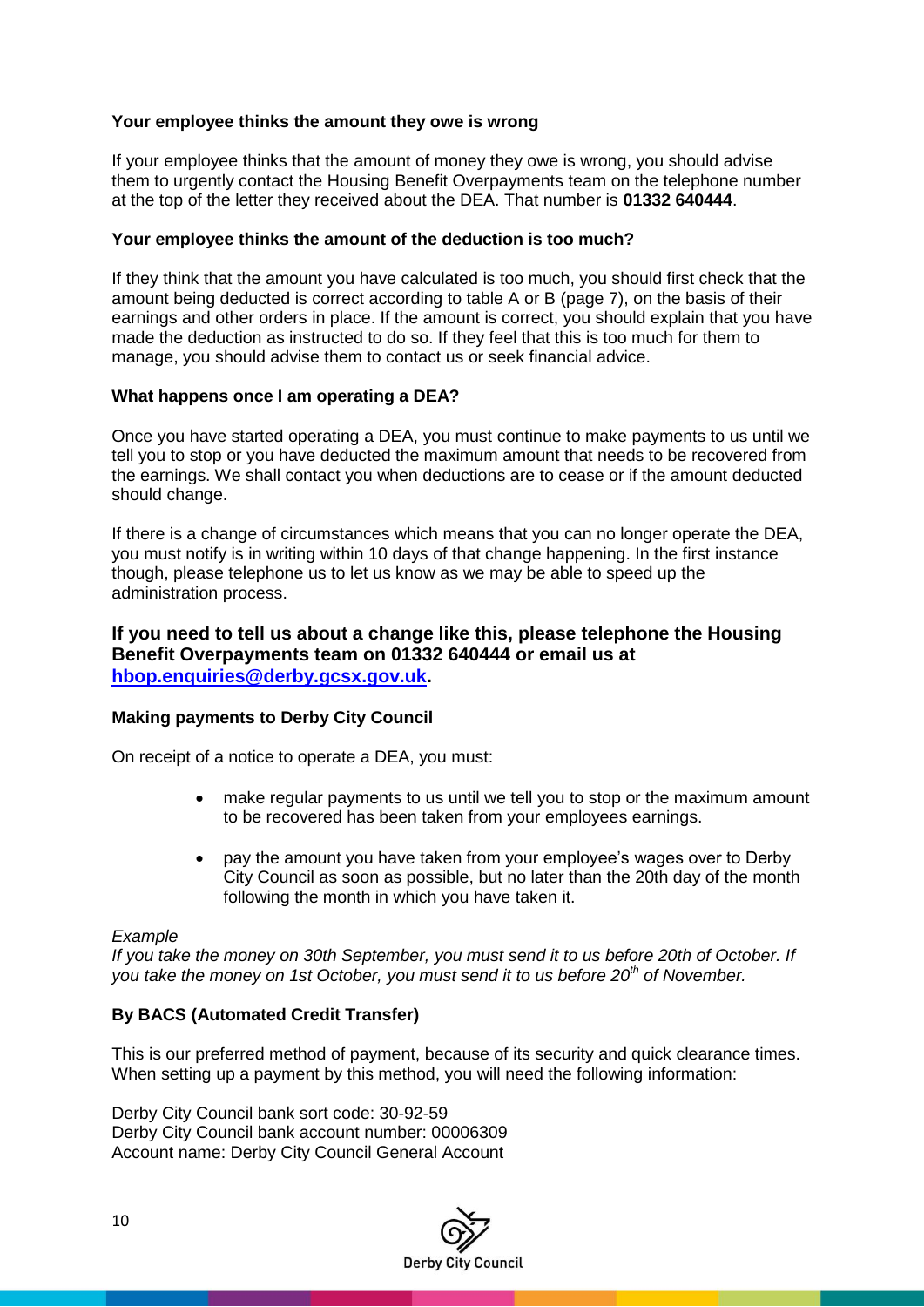**Your employee thinks the amount they owe is wrong**

If your employee thinks that the amount of money they owe is wrong, you should advise them to urgently contact the Housing Benefit Overpayments team on the telephone number at the top of the letter they received about the DEA. That number is **01332 640444**.

**Your employee thinks the amount of the deduction is too much?**

If they think that the amount you have calculated is too much, you should first check that the amount being deducted is correct according to table A or B (page 7), on the basis of their earnings and other orders in place. If the amount is correct, you should explain that you have made the deduction as instructed to do so. If they feel that this is too much for them to manage, you should advise them to contact us or seek financial advice.

**What happens once I am operating a DEA?**

Once you have started operating a DEA, you must continue to make payments to us until we tell you to stop or you have deducted the maximum amount that needs to be recovered from the earnings. We shall contact you when deductions are to cease or if the amount deducted should change.

If there is a change of circumstances which means that you can no longer operate the DEA, you must notify is in writing within 10 days of that change happening. In the first instance though, please telephone us to let us know as we may be able to speed up the administration process.

**If you need to tell us about a change like this, please telephone the Housing Benefit Overpayments team on 01332 640444 or email us at [hbop.enquiries@derby.gcsx.gov.uk](mailto:hbop.enquiries@derby.gcsx.gov.uk).**

**Making payments to Derby City Council**

On receipt of a notice to operate a DEA, you must:

- make regular payments to us until we tell you to stop or the maximum amount to be recovered has been taken from your employees earnings.
- pay the amount you have taken from your employee's wages over to Derby City Council as soon as possible, but no later than the 20th day of the month following the month in which you have taken it.

*Example*
*If you take the money on 30th September, you must send it to us before 20th of October. If you take the money on 1st October, you must send it to us before 20th of November.*

**By BACS (Automated Credit Transfer)**

This is our preferred method of payment, because of its security and quick clearance times. When setting up a payment by this method, you will need the following information:

Derby City Council bank sort code: 30-92-59
Derby City Council bank account number: 00006309
Account name: Derby City Council General Account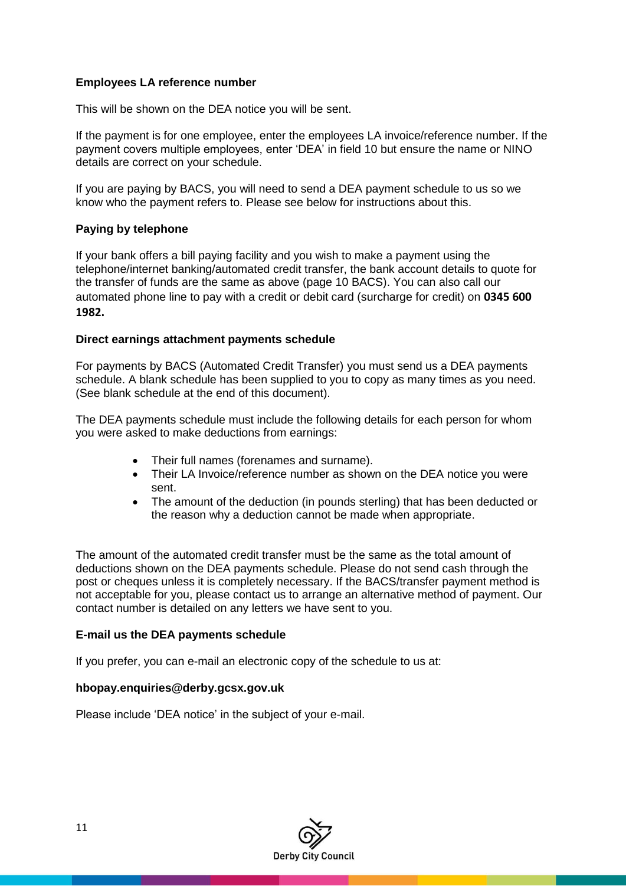### Employees LA reference number

This will be shown on the DEA notice you will be sent.

If the payment is for one employee, enter the employees LA invoice/reference number. If the payment covers multiple employees, enter 'DEA' in field 10 but ensure the name or NINO details are correct on your schedule.

If you are paying by BACS, you will need to send a DEA payment schedule to us so we know who the payment refers to. Please see below for instructions about this.

### Paying by telephone

If your bank offers a bill paying facility and you wish to make a payment using the telephone/internet banking/automated credit transfer, the bank account details to quote for the transfer of funds are the same as above (page 10 BACS). You can also call our automated phone line to pay with a credit or debit card (surcharge for credit) on **0345 600 1982.**

### Direct earnings attachment payments schedule

For payments by BACS (Automated Credit Transfer) you must send us a DEA payments schedule. A blank schedule has been supplied to you to copy as many times as you need. (See blank schedule at the end of this document).

The DEA payments schedule must include the following details for each person for whom you were asked to make deductions from earnings:

- Their full names (forenames and surname).
- Their LA Invoice/reference number as shown on the DEA notice you were sent.
- The amount of the deduction (in pounds sterling) that has been deducted or the reason why a deduction cannot be made when appropriate.

The amount of the automated credit transfer must be the same as the total amount of deductions shown on the DEA payments schedule. Please do not send cash through the post or cheques unless it is completely necessary. If the BACS/transfer payment method is not acceptable for you, please contact us to arrange an alternative method of payment. Our contact number is detailed on any letters we have sent to you.

### E-mail us the DEA payments schedule

If you prefer, you can e-mail an electronic copy of the schedule to us at:

**hbopay.enquiries@derby.gcsx.gov.uk**

Please include 'DEA notice' in the subject of your e-mail.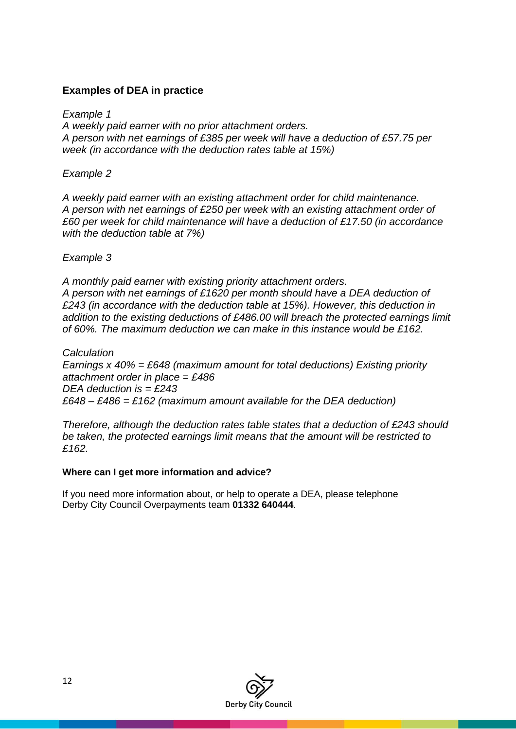## Examples of DEA in practice

*Example 1*
*A weekly paid earner with no prior attachment orders.*
*A person with net earnings of £385 per week will have a deduction of £57.75 per week (in accordance with the deduction rates table at 15%)*

*Example 2*

*A weekly paid earner with an existing attachment order for child maintenance.*
*A person with net earnings of £250 per week with an existing attachment order of £60 per week for child maintenance will have a deduction of £17.50 (in accordance with the deduction table at 7%)*

*Example 3*

*A monthly paid earner with existing priority attachment orders.*
*A person with net earnings of £1620 per month should have a DEA deduction of £243 (in accordance with the deduction table at 15%). However, this deduction in addition to the existing deductions of £486.00 will breach the protected earnings limit of 60%. The maximum deduction we can make in this instance would be £162.*

*Calculation*
*Earnings x 40% = £648 (maximum amount for total deductions) Existing priority attachment order in place = £486*
*DEA deduction is = £243*
*£648 – £486 = £162 (maximum amount available for the DEA deduction)*

*Therefore, although the deduction rates table states that a deduction of £243 should be taken, the protected earnings limit means that the amount will be restricted to £162.*

### Where can I get more information and advice?

If you need more information about, or help to operate a DEA, please telephone Derby City Council Overpayments team **01332 640444**.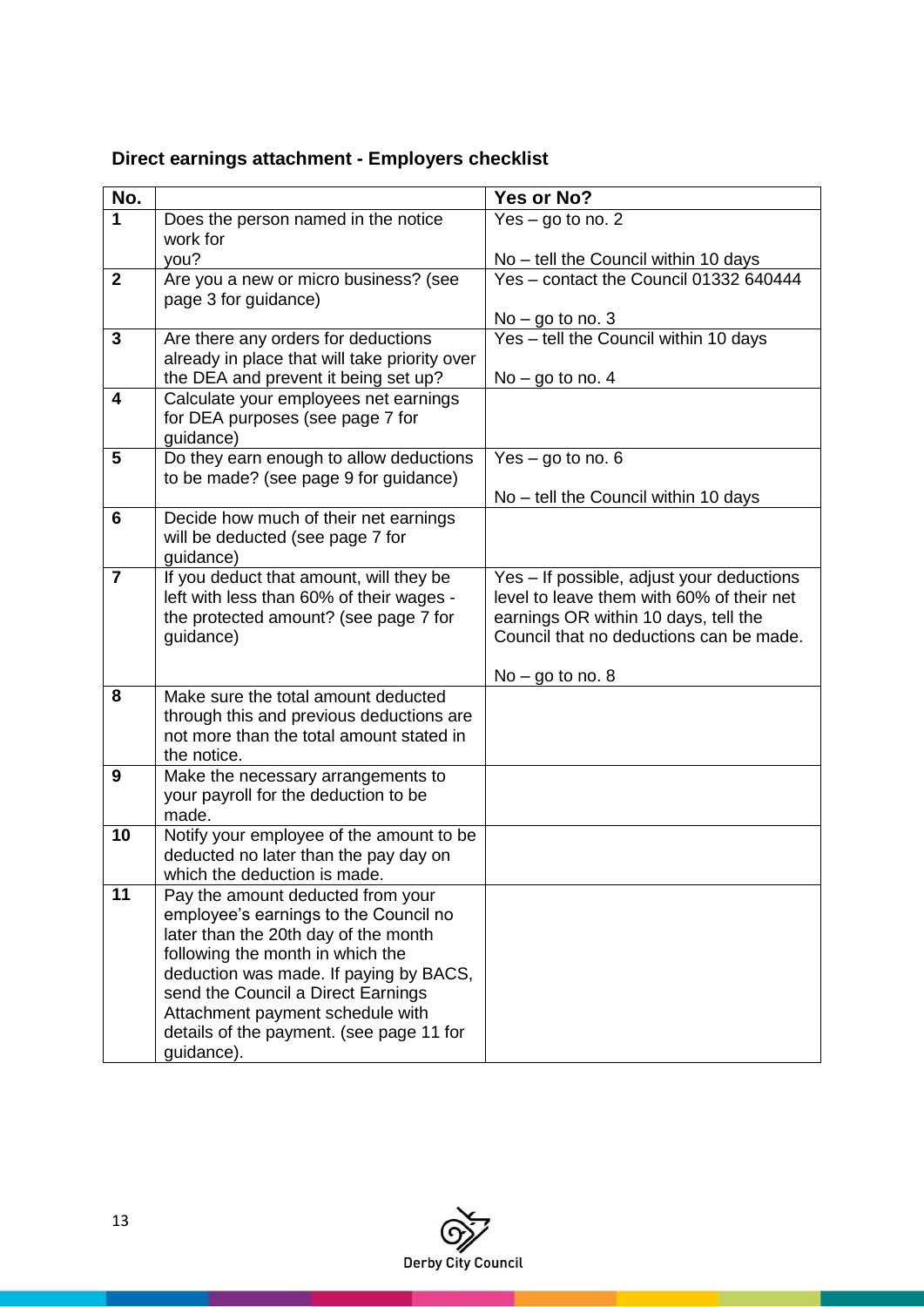## Direct earnings attachment - Employers checklist

| No. | | Yes or No? |
|---|---|---|
| 1 | Does the person named in the notice work for you? | Yes – go to no. 2<br><br>No – tell the Council within 10 days |
| 2 | Are you a new or micro business? (see page 3 for guidance) | Yes – contact the Council 01332 640444<br><br>No – go to no. 3 |
| 3 | Are there any orders for deductions already in place that will take priority over the DEA and prevent it being set up? | Yes – tell the Council within 10 days<br><br>No – go to no. 4 |
| 4 | Calculate your employees net earnings for DEA purposes (see page 7 for guidance) | |
| 5 | Do they earn enough to allow deductions to be made? (see page 9 for guidance) | Yes – go to no. 6<br><br>No – tell the Council within 10 days |
| 6 | Decide how much of their net earnings will be deducted (see page 7 for guidance) | |
| 7 | If you deduct that amount, will they be left with less than 60% of their wages - the protected amount? (see page 7 for guidance) | Yes – If possible, adjust your deductions level to leave them with 60% of their net earnings OR within 10 days, tell the Council that no deductions can be made.<br><br>No – go to no. 8 |
| 8 | Make sure the total amount deducted through this and previous deductions are not more than the total amount stated in the notice. | |
| 9 | Make the necessary arrangements to your payroll for the deduction to be made. | |
| 10 | Notify your employee of the amount to be deducted no later than the pay day on which the deduction is made. | |
| 11 | Pay the amount deducted from your employee's earnings to the Council no later than the 20th day of the month following the month in which the deduction was made. If paying by BACS, send the Council a Direct Earnings Attachment payment schedule with details of the payment. (see page 11 for guidance). | |

Derby City Council